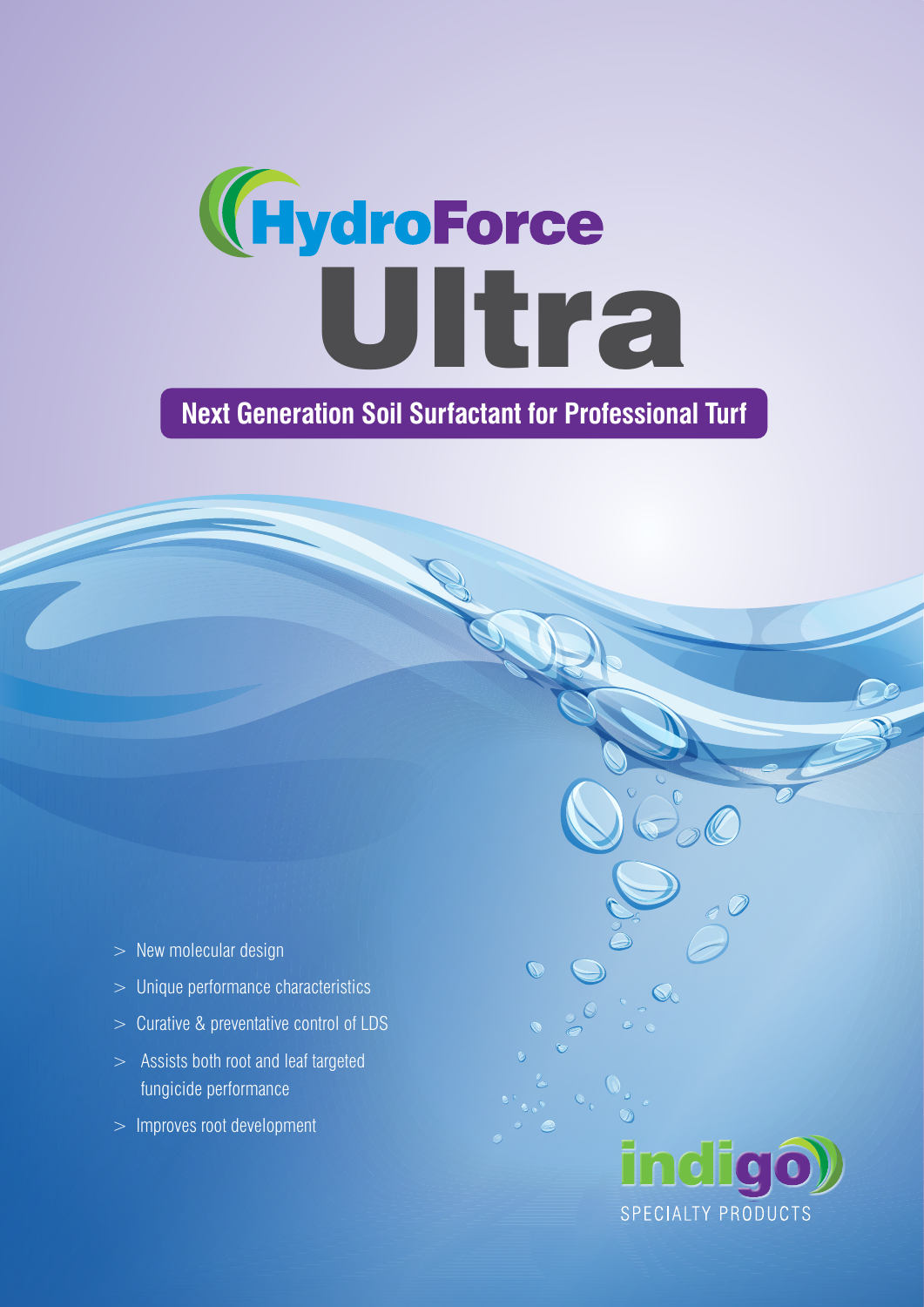# HydroForce Ultra

## Next Generation Soil Surfactant for Professional Turf

- New molecular design
- Unique performance characteristics
- Curative & preventative control of LDS
- Assists both root and leaf targeted fungicide performance
- Improves root development

indigo
SPECIALTY PRODUCTS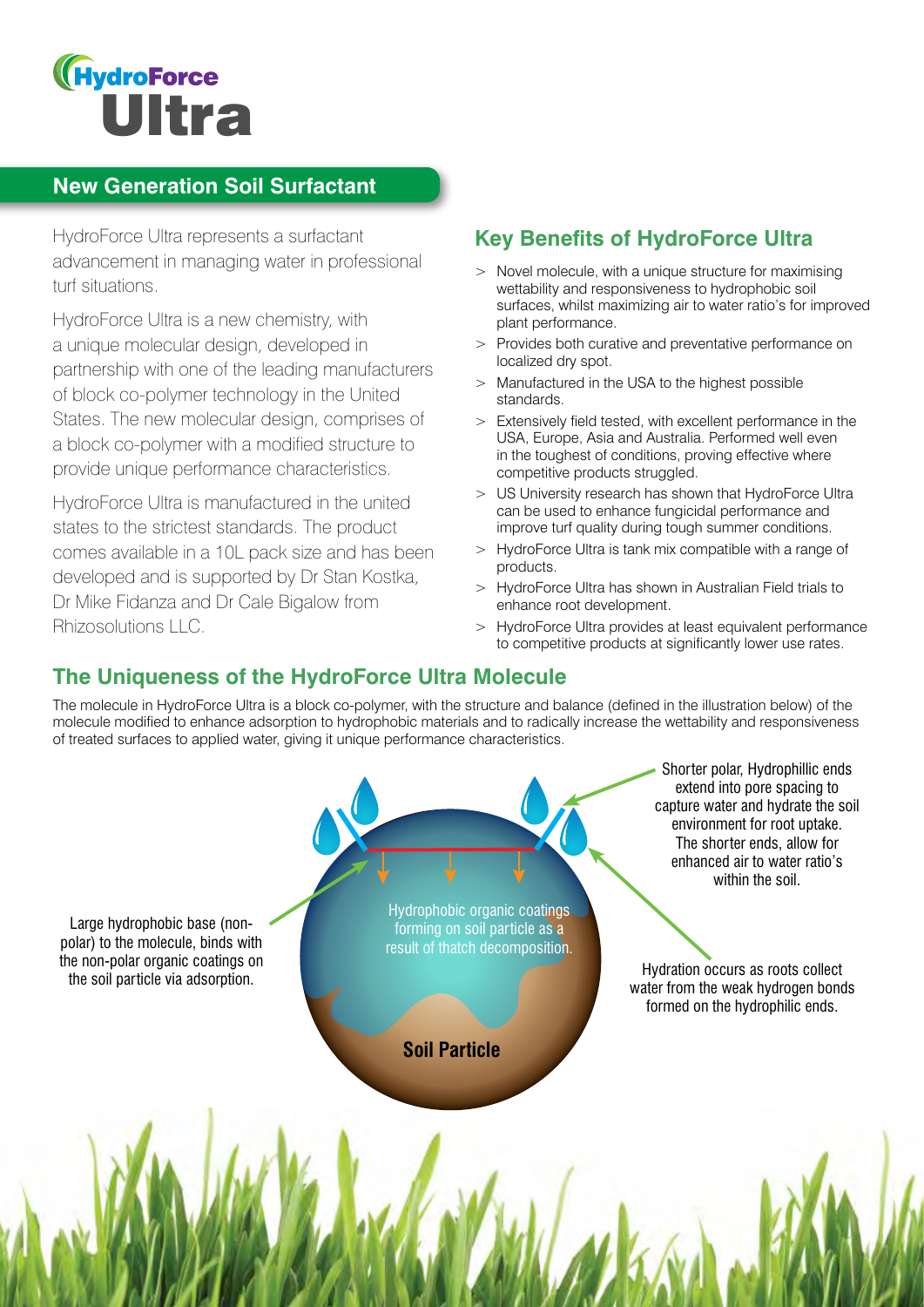# HydroForce Ultra

## New Generation Soil Surfactant

HydroForce Ultra represents a surfactant advancement in managing water in professional turf situations.

HydroForce Ultra is a new chemistry, with a unique molecular design, developed in partnership with one of the leading manufacturers of block co-polymer technology in the United States. The new molecular design, comprises of a block co-polymer with a modified structure to provide unique performance characteristics.

HydroForce Ultra is manufactured in the united states to the strictest standards. The product comes available in a 10L pack size and has been developed and is supported by Dr Stan Kostka, Dr Mike Fidanza and Dr Cale Bigalow from Rhizosolutions LLC.

## Key Benefits of HydroForce Ultra

- Novel molecule, with a unique structure for maximising wettability and responsiveness to hydrophobic soil surfaces, whilst maximizing air to water ratio's for improved plant performance.
- Provides both curative and preventative performance on localized dry spot.
- Manufactured in the USA to the highest possible standards.
- Extensively field tested, with excellent performance in the USA, Europe, Asia and Australia. Performed well even in the toughest of conditions, proving effective where competitive products struggled.
- US University research has shown that HydroForce Ultra can be used to enhance fungicidal performance and improve turf quality during tough summer conditions.
- HydroForce Ultra is tank mix compatible with a range of products.
- HydroForce Ultra has shown in Australian Field trials to enhance root development.
- HydroForce Ultra provides at least equivalent performance to competitive products at significantly lower use rates.

## The Uniqueness of the HydroForce Ultra Molecule

The molecule in HydroForce Ultra is a block co-polymer, with the structure and balance (defined in the illustration below) of the molecule modified to enhance adsorption to hydrophobic materials and to radically increase the wettability and responsiveness of treated surfaces to applied water, giving it unique performance characteristics.

Large hydrophobic base (non-polar) to the molecule, binds with the non-polar organic coatings on the soil particle via adsorption.

Hydrophobic organic coatings forming on soil particle as a result of thatch decomposition.

Soil Particle

Shorter polar, Hydrophillic ends extend into pore spacing to capture water and hydrate the soil environment for root uptake. The shorter ends, allow for enhanced air to water ratio's within the soil.

Hydration occurs as roots collect water from the weak hydrogen bonds formed on the hydrophilic ends.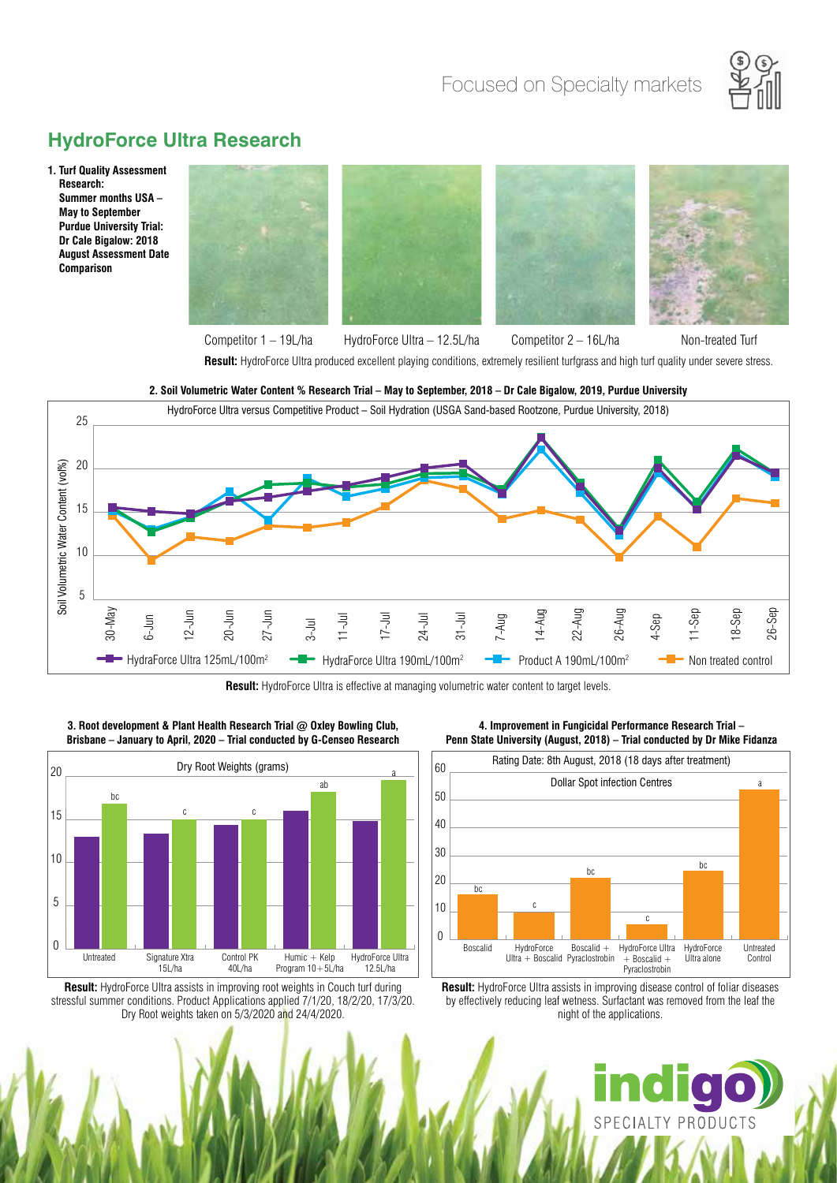Focused on Specialty markets

## HydroForce Ultra Research

**1. Turf Quality Assessment Research: Summer months USA – May to September Purdue University Trial: Dr Cale Bigalow: 2018 August Assessment Date Comparison**

Competitor 1 – 19L/ha | HydroForce Ultra – 12.5L/ha | Competitor 2 – 16L/ha | Non-treated Turf

**Result:** HydroForce Ultra produced excellent playing conditions, extremely resilient turfgrass and high turf quality under severe stress.

**2. Soil Volumetric Water Content % Research Trial – May to September, 2018 – Dr Cale Bigalow, 2019, Purdue University**

HydroForce Ultra versus Competitive Product – Soil Hydration (USGA Sand-based Rootzone, Purdue University, 2018)

Soil Volumetric Water Content (vol%)

Dates: 30-May, 6-Jun, 12-Jun, 20-Jun, 27-Jun, 3-Jul, 11-Jul, 17-Jul, 24-Jul, 31-Jul, 7-Aug, 14-Aug, 22-Aug, 26-Aug, 4-Sep, 11-Sep, 18-Sep, 26-Sep

Legend: HydraForce Ultra 125mL/100m² | HydraForce Ultra 190mL/100m² | Product A 190mL/100m² | Non treated control

**Result:** HydroForce Ultra is effective at managing volumetric water content to target levels.

**3. Root development & Plant Health Research Trial @ Oxley Bowling Club, Brisbane – January to April, 2020 – Trial conducted by G-Censeo Research**

Dry Root Weights (grams)

| Treatment | Statistical group |
|---|---|
| Untreated | bc |
| Signature Xtra 15L/ha | c |
| Control PK 40L/ha | c |
| Humic + Kelp Program 10+5L/ha | ab |
| HydroForce Ultra 12.5L/ha | a |

**Result:** HydroForce Ultra assists in improving root weights in Couch turf during stressful summer conditions. Product Applications applied 7/1/20, 18/2/20, 17/3/20. Dry Root weights taken on 5/3/2020 and 24/4/2020.

**4. Improvement in Fungicidal Performance Research Trial – Penn State University (August, 2018) – Trial conducted by Dr Mike Fidanza**

Rating Date: 8th August, 2018 (18 days after treatment)

Dollar Spot infection Centres

| Treatment | Statistical group |
|---|---|
| Boscalid | bc |
| HydroForce Ultra + Boscalid | c |
| Boscalid + Pyraclostrobin | bc |
| HydroForce Ultra + Boscalid + Pyraclostrobin | c |
| HydroForce Ultra alone | bc |
| Untreated Control | a |

**Result:** HydroForce Ultra assists in improving disease control of foliar diseases by effectively reducing leaf wetness. Surfactant was removed from the leaf the night of the applications.

indigo SPECIALTY PRODUCTS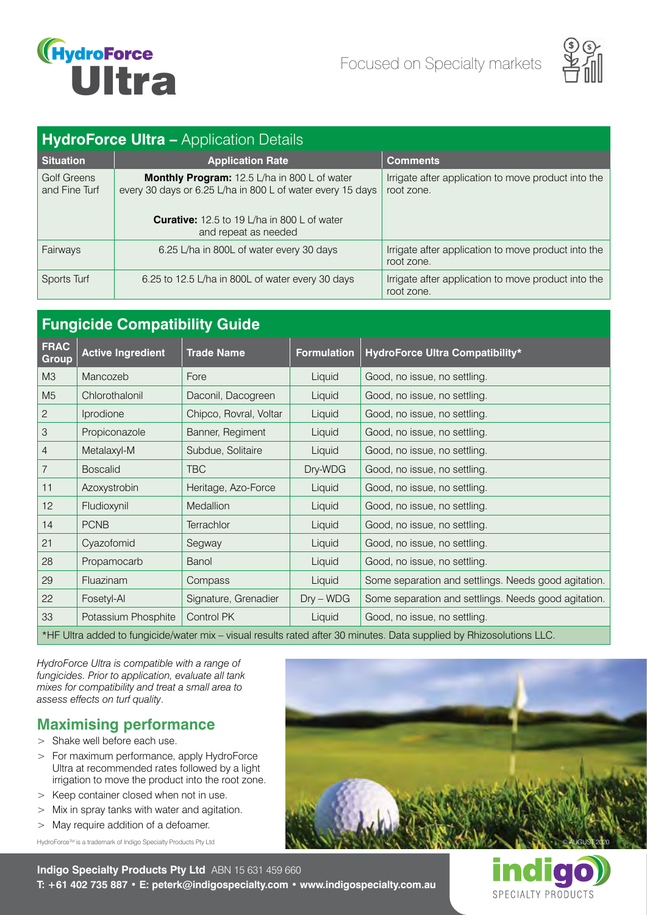# HydroForce Ultra

Focused on Specialty markets

## HydroForce Ultra – Application Details

| Situation | Application Rate | Comments |
|---|---|---|
| Golf Greens and Fine Turf | **Monthly Program:** 12.5 L/ha in 800 L of water every 30 days or 6.25 L/ha in 800 L of water every 15 days<br><br>**Curative:** 12.5 to 19 L/ha in 800 L of water and repeat as needed | Irrigate after application to move product into the root zone. |
| Fairways | 6.25 L/ha in 800L of water every 30 days | Irrigate after application to move product into the root zone. |
| Sports Turf | 6.25 to 12.5 L/ha in 800L of water every 30 days | Irrigate after application to move product into the root zone. |

## Fungicide Compatibility Guide

| FRAC Group | Active Ingredient | Trade Name | Formulation | HydroForce Ultra Compatibility* |
|---|---|---|---|---|
| M3 | Mancozeb | Fore | Liquid | Good, no issue, no settling. |
| M5 | Chlorothalonil | Daconil, Dacogreen | Liquid | Good, no issue, no settling. |
| 2 | Iprodione | Chipco, Rovral, Voltar | Liquid | Good, no issue, no settling. |
| 3 | Propiconazole | Banner, Regiment | Liquid | Good, no issue, no settling. |
| 4 | Metalaxyl-M | Subdue, Solitaire | Liquid | Good, no issue, no settling. |
| 7 | Boscalid | TBC | Dry-WDG | Good, no issue, no settling. |
| 11 | Azoxystrobin | Heritage, Azo-Force | Liquid | Good, no issue, no settling. |
| 12 | Fludioxynil | Medallion | Liquid | Good, no issue, no settling. |
| 14 | PCNB | Terrachlor | Liquid | Good, no issue, no settling. |
| 21 | Cyazofomid | Segway | Liquid | Good, no issue, no settling. |
| 28 | Propamocarb | Banol | Liquid | Good, no issue, no settling. |
| 29 | Fluazinam | Compass | Liquid | Some separation and settlings. Needs good agitation. |
| 22 | Fosetyl-Al | Signature, Grenadier | Dry – WDG | Some separation and settlings. Needs good agitation. |
| 33 | Potassium Phosphite | Control PK | Liquid | Good, no issue, no settling. |

*HF Ultra added to fungicide/water mix – visual results rated after 30 minutes. Data supplied by Rhizosolutions LLC.

*HydroForce Ultra is compatible with a range of fungicides. Prior to application, evaluate all tank mixes for compatibility and treat a small area to assess effects on turf quality.*

## Maximising performance

- Shake well before each use.
- For maximum performance, apply HydroForce Ultra at recommended rates followed by a light irrigation to move the product into the root zone.
- Keep container closed when not in use.
- Mix in spray tanks with water and agitation.
- May require addition of a defoamer.

HydroForce™ is a trademark of Indigo Specialty Products Pty Ltd

© AUGUST 2020

**Indigo Specialty Products Pty Ltd** ABN 15 631 459 660
**T: +61 402 735 887 • E: peterk@indigospecialty.com • www.indigospecialty.com.au**

indigo SPECIALTY PRODUCTS